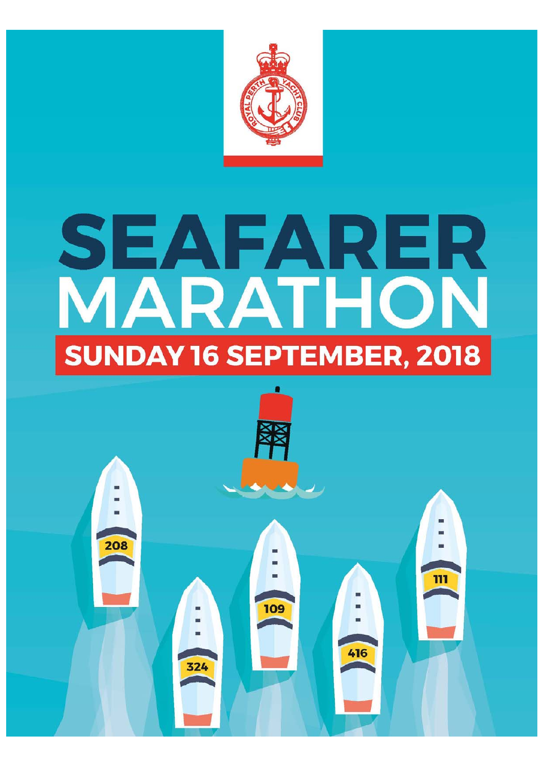# SEAFARER MARATHON

## SUNDAY 16 SEPTEMBER, 2018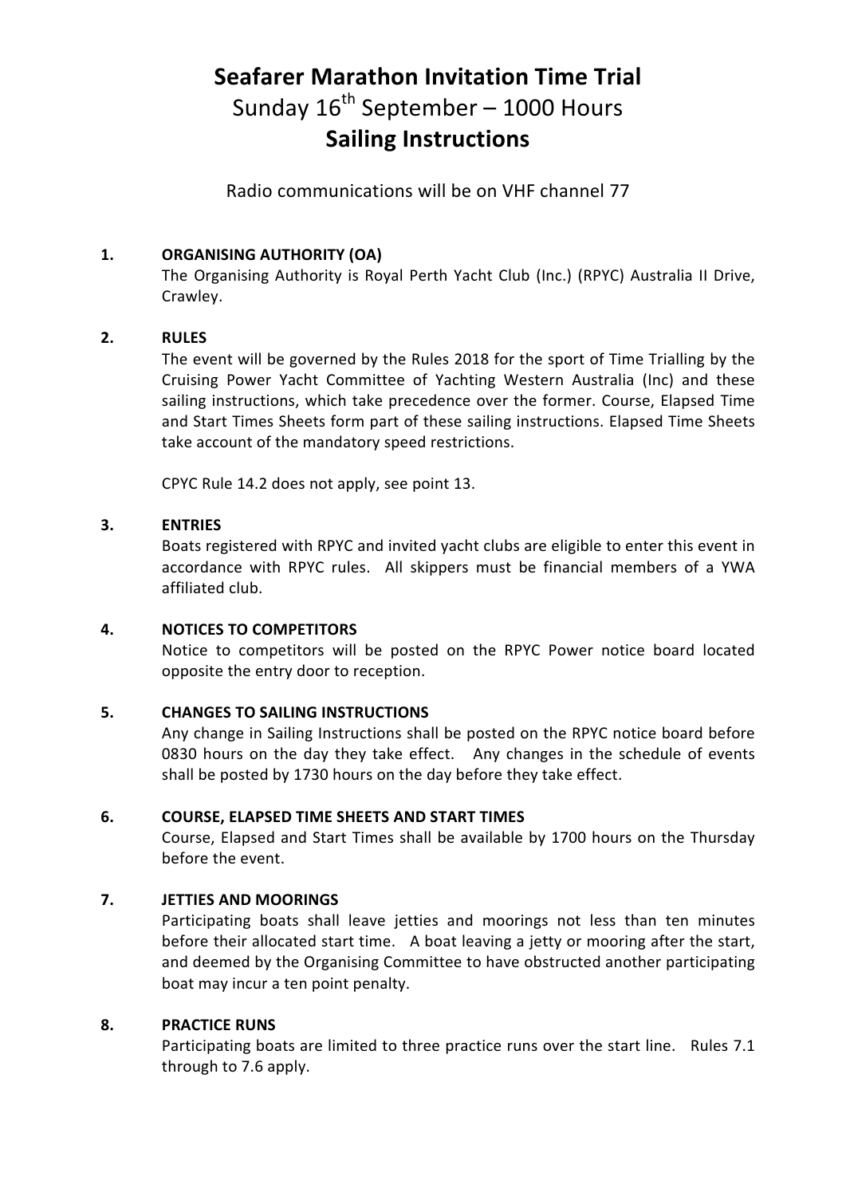# Seafarer Marathon Invitation Time Trial

Sunday 16th September – 1000 Hours

## Sailing Instructions

Radio communications will be on VHF channel 77

**1. ORGANISING AUTHORITY (OA)**

The Organising Authority is Royal Perth Yacht Club (Inc.) (RPYC) Australia II Drive, Crawley.

**2. RULES**

The event will be governed by the Rules 2018 for the sport of Time Trialling by the Cruising Power Yacht Committee of Yachting Western Australia (Inc) and these sailing instructions, which take precedence over the former. Course, Elapsed Time and Start Times Sheets form part of these sailing instructions. Elapsed Time Sheets take account of the mandatory speed restrictions.

CPYC Rule 14.2 does not apply, see point 13.

**3. ENTRIES**

Boats registered with RPYC and invited yacht clubs are eligible to enter this event in accordance with RPYC rules. All skippers must be financial members of a YWA affiliated club.

**4. NOTICES TO COMPETITORS**

Notice to competitors will be posted on the RPYC Power notice board located opposite the entry door to reception.

**5. CHANGES TO SAILING INSTRUCTIONS**

Any change in Sailing Instructions shall be posted on the RPYC notice board before 0830 hours on the day they take effect. Any changes in the schedule of events shall be posted by 1730 hours on the day before they take effect.

**6. COURSE, ELAPSED TIME SHEETS AND START TIMES**

Course, Elapsed and Start Times shall be available by 1700 hours on the Thursday before the event.

**7. JETTIES AND MOORINGS**

Participating boats shall leave jetties and moorings not less than ten minutes before their allocated start time. A boat leaving a jetty or mooring after the start, and deemed by the Organising Committee to have obstructed another participating boat may incur a ten point penalty.

**8. PRACTICE RUNS**

Participating boats are limited to three practice runs over the start line. Rules 7.1 through to 7.6 apply.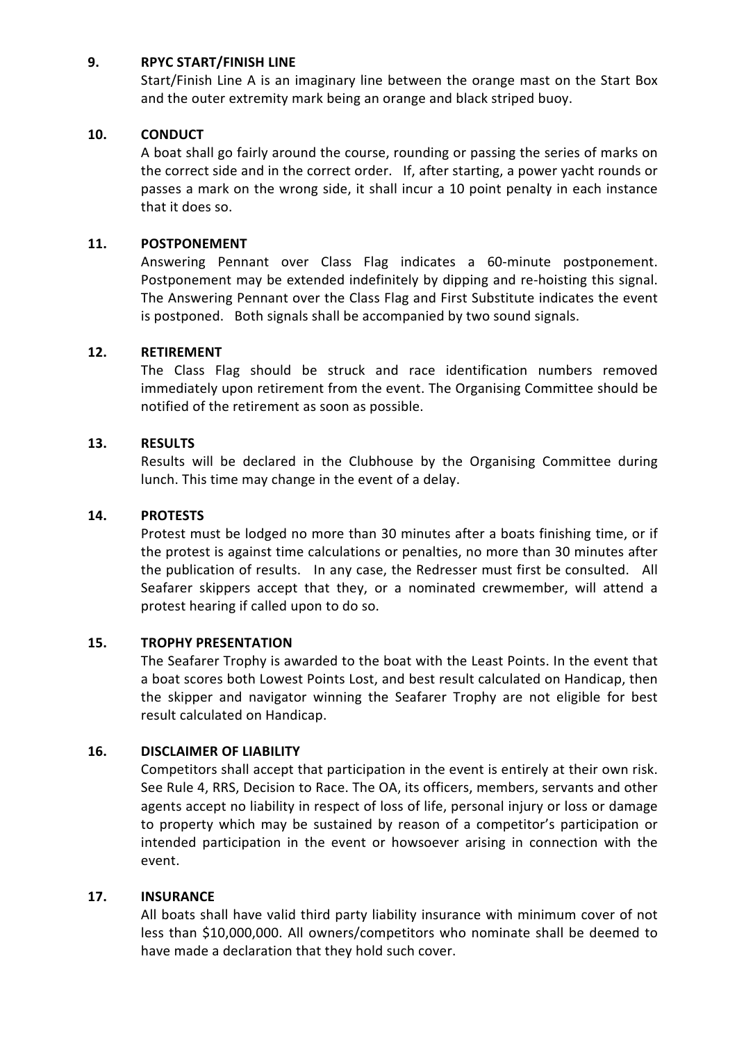## 9. RPYC START/FINISH LINE

Start/Finish Line A is an imaginary line between the orange mast on the Start Box and the outer extremity mark being an orange and black striped buoy.

## 10. CONDUCT

A boat shall go fairly around the course, rounding or passing the series of marks on the correct side and in the correct order. If, after starting, a power yacht rounds or passes a mark on the wrong side, it shall incur a 10 point penalty in each instance that it does so.

## 11. POSTPONEMENT

Answering Pennant over Class Flag indicates a 60-minute postponement. Postponement may be extended indefinitely by dipping and re-hoisting this signal. The Answering Pennant over the Class Flag and First Substitute indicates the event is postponed. Both signals shall be accompanied by two sound signals.

## 12. RETIREMENT

The Class Flag should be struck and race identification numbers removed immediately upon retirement from the event. The Organising Committee should be notified of the retirement as soon as possible.

## 13. RESULTS

Results will be declared in the Clubhouse by the Organising Committee during lunch. This time may change in the event of a delay.

## 14. PROTESTS

Protest must be lodged no more than 30 minutes after a boats finishing time, or if the protest is against time calculations or penalties, no more than 30 minutes after the publication of results. In any case, the Redresser must first be consulted. All Seafarer skippers accept that they, or a nominated crewmember, will attend a protest hearing if called upon to do so.

## 15. TROPHY PRESENTATION

The Seafarer Trophy is awarded to the boat with the Least Points. In the event that a boat scores both Lowest Points Lost, and best result calculated on Handicap, then the skipper and navigator winning the Seafarer Trophy are not eligible for best result calculated on Handicap.

## 16. DISCLAIMER OF LIABILITY

Competitors shall accept that participation in the event is entirely at their own risk. See Rule 4, RRS, Decision to Race. The OA, its officers, members, servants and other agents accept no liability in respect of loss of life, personal injury or loss or damage to property which may be sustained by reason of a competitor's participation or intended participation in the event or howsoever arising in connection with the event.

## 17. INSURANCE

All boats shall have valid third party liability insurance with minimum cover of not less than $10,000,000. All owners/competitors who nominate shall be deemed to have made a declaration that they hold such cover.